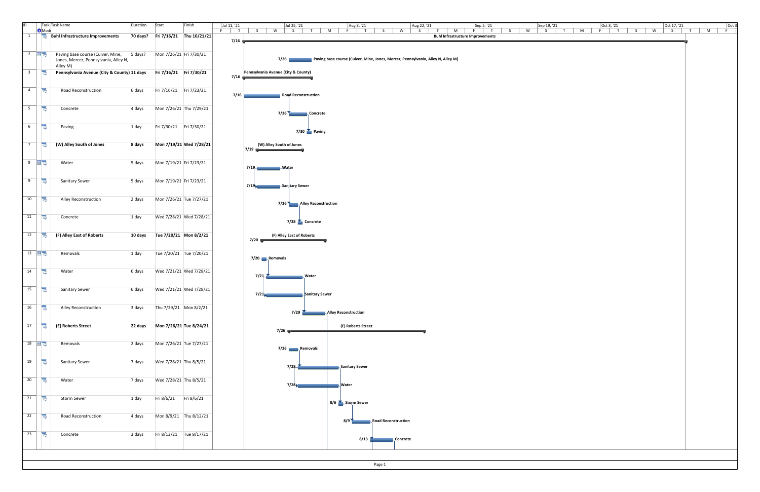| ID | Task Mode | Task Name | Duration | Start | Finish |
|---|---|---|---|---|---|
| 1 | | **Buhl Infrastructure Improvements** | **70 days?** | **Fri 7/16/21** | **Thu 10/21/21** |
| 2 | | Paving base course (Culver, Mine, Jones, Mercer, Pennsylvania, Alley N, Alley M) | 5 days? | Mon 7/26/21 | Fri 7/30/21 |
| 3 | | **Pennsylvania Avenue (City & County)** | **11 days** | **Fri 7/16/21** | **Fri 7/30/21** |
| 4 | | Road Reconstruction | 6 days | Fri 7/16/21 | Fri 7/23/21 |
| 5 | | Concrete | 4 days | Mon 7/26/21 | Thu 7/29/21 |
| 6 | | Paving | 1 day | Fri 7/30/21 | Fri 7/30/21 |
| 7 | | **(W) Alley South of Jones** | **8 days** | **Mon 7/19/21** | **Wed 7/28/21** |
| 8 | | Water | 5 days | Mon 7/19/21 | Fri 7/23/21 |
| 9 | | Sanitary Sewer | 5 days | Mon 7/19/21 | Fri 7/23/21 |
| 10 | | Alley Reconstruction | 2 days | Mon 7/26/21 | Tue 7/27/21 |
| 11 | | Concrete | 1 day | Wed 7/28/21 | Wed 7/28/21 |
| 12 | | **(F) Alley East of Roberts** | **10 days** | **Tue 7/20/21** | **Mon 8/2/21** |
| 13 | | Removals | 1 day | Tue 7/20/21 | Tue 7/20/21 |
| 14 | | Water | 6 days | Wed 7/21/21 | Wed 7/28/21 |
| 15 | | Sanitary Sewer | 6 days | Wed 7/21/21 | Wed 7/28/21 |
| 16 | | Alley Reconstruction | 3 days | Thu 7/29/21 | Mon 8/2/21 |
| 17 | | **(E) Roberts Street** | **22 days** | **Mon 7/26/21** | **Tue 8/24/21** |
| 18 | | Removals | 2 days | Mon 7/26/21 | Tue 7/27/21 |
| 19 | | Sanitary Sewer | 7 days | Wed 7/28/21 | Thu 8/5/21 |
| 20 | | Water | 7 days | Wed 7/28/21 | Thu 8/5/21 |
| 21 | | Storm Sewer | 1 day | Fri 8/6/21 | Fri 8/6/21 |
| 22 | | Road Reconstruction | 4 days | Mon 8/9/21 | Thu 8/12/21 |
| 23 | | Concrete | 3 days | Fri 8/13/21 | Tue 8/17/21 |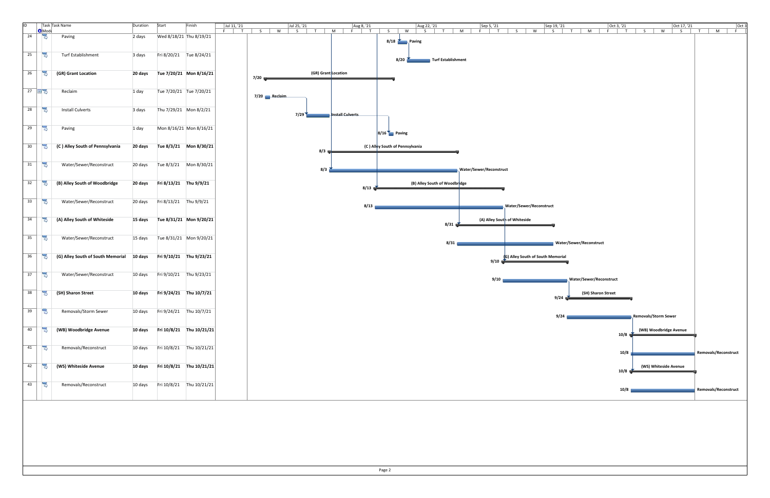| ID | Task Mode | Task Name | Duration | Start | Finish |
| --- | --- | --- | --- | --- | --- |
| 24 | | Paving | 2 days | Wed 8/18/21 | Thu 8/19/21 |
| 25 | | Turf Establishment | 3 days | Fri 8/20/21 | Tue 8/24/21 |
| 26 | | **(GR) Grant Location** | **20 days** | **Tue 7/20/21** | **Mon 8/16/21** |
| 27 | | Reclaim | 1 day | Tue 7/20/21 | Tue 7/20/21 |
| 28 | | Install Culverts | 3 days | Thu 7/29/21 | Mon 8/2/21 |
| 29 | | Paving | 1 day | Mon 8/16/21 | Mon 8/16/21 |
| 30 | | **(C ) Alley South of Pennsylvania** | **20 days** | **Tue 8/3/21** | **Mon 8/30/21** |
| 31 | | Water/Sewer/Reconstruct | 20 days | Tue 8/3/21 | Mon 8/30/21 |
| 32 | | **(B) Alley South of Woodbridge** | **20 days** | **Fri 8/13/21** | **Thu 9/9/21** |
| 33 | | Water/Sewer/Reconstruct | 20 days | Fri 8/13/21 | Thu 9/9/21 |
| 34 | | **(A) Alley South of Whiteside** | **15 days** | **Tue 8/31/21** | **Mon 9/20/21** |
| 35 | | Water/Sewer/Reconstruct | 15 days | Tue 8/31/21 | Mon 9/20/21 |
| 36 | | **(G) Alley South of South Memorial** | **10 days** | **Fri 9/10/21** | **Thu 9/23/21** |
| 37 | | Water/Sewer/Reconstruct | 10 days | Fri 9/10/21 | Thu 9/23/21 |
| 38 | | **(SH) Sharon Street** | **10 days** | **Fri 9/24/21** | **Thu 10/7/21** |
| 39 | | Removals/Storm Sewer | 10 days | Fri 9/24/21 | Thu 10/7/21 |
| 40 | | **(WB) Woodbridge Avenue** | **10 days** | **Fri 10/8/21** | **Thu 10/21/21** |
| 41 | | Removals/Reconstruct | 10 days | Fri 10/8/21 | Thu 10/21/21 |
| 42 | | **(WS) Whiteside Avenue** | **10 days** | **Fri 10/8/21** | **Thu 10/21/21** |
| 43 | | Removals/Reconstruct | 10 days | Fri 10/8/21 | Thu 10/21/21 |

Jul 11, '21 | Jul 25, '21 | Aug 8, '21 | Aug 22, '21 | Sep 5, '21 | Sep 19, '21 | Oct 3, '21 | Oct 17, '21 | Oct 3

F T S W S T M F T S W S T M F T S W S T M F T S W S T M F

8/18 Paving

8/20 Turf Establishment

7/20 (GR) Grant Location

7/20 Reclaim

7/29 Install Culverts

8/16 Paving

8/3 (C ) Alley South of Pennsylvania

8/3 Water/Sewer/Reconstruct

8/13 (B) Alley South of Woodbridge

8/13 Water/Sewer/Reconstruct

8/31 (A) Alley South of Whiteside

8/31 Water/Sewer/Reconstruct

9/10 (G) Alley South of South Memorial

9/10 Water/Sewer/Reconstruct

9/24 (SH) Sharon Street

9/24 Removals/Storm Sewer

10/8 (WB) Woodbridge Avenue

10/8 Removals/Reconstruct

10/8 (WS) Whiteside Avenue

10/8 Removals/Reconstruct